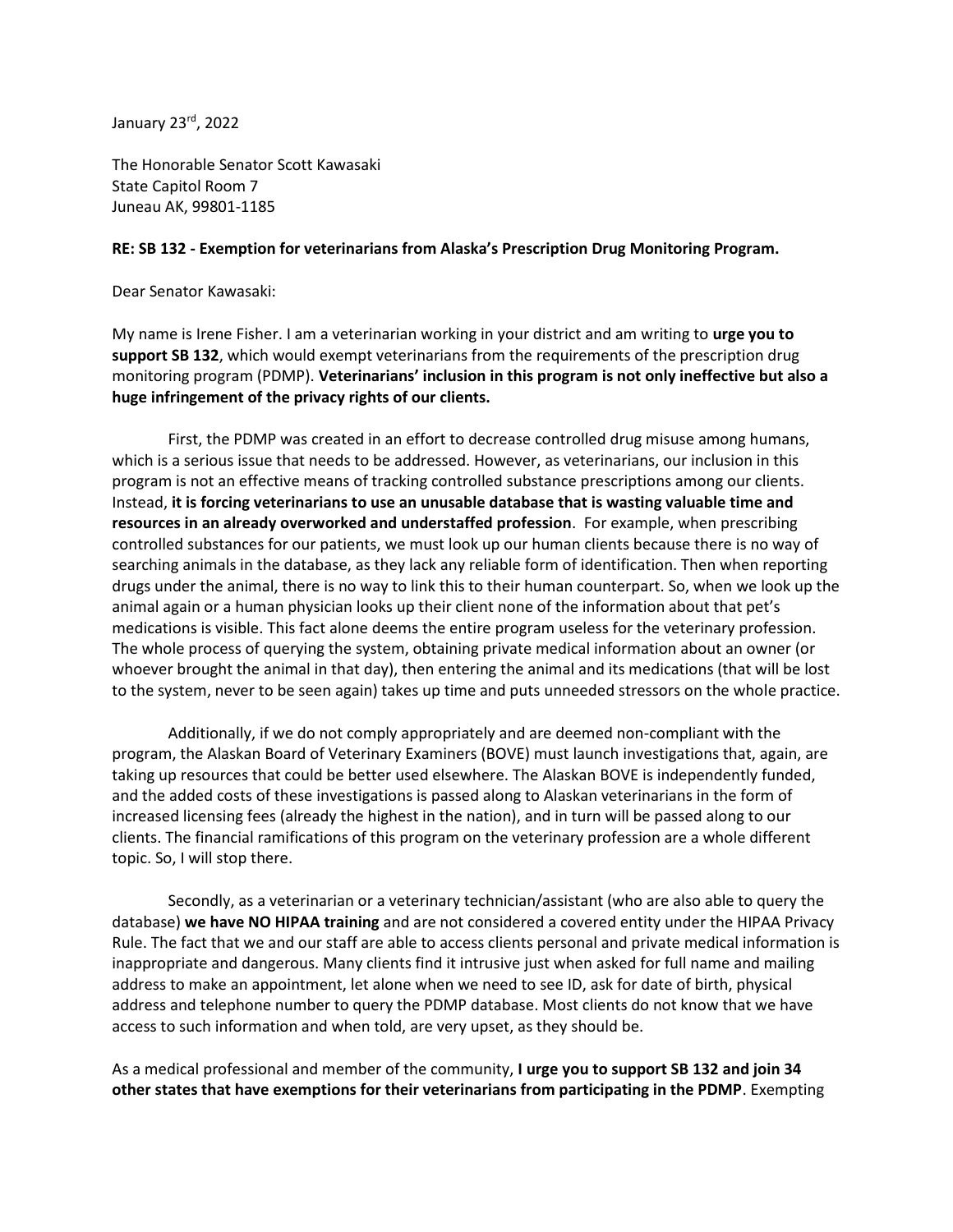January 23rd, 2022

The Honorable Senator Scott Kawasaki
State Capitol Room 7
Juneau AK, 99801-1185

**RE: SB 132 - Exemption for veterinarians from Alaska's Prescription Drug Monitoring Program.**

Dear Senator Kawasaki:

My name is Irene Fisher. I am a veterinarian working in your district and am writing to **urge you to support SB 132**, which would exempt veterinarians from the requirements of the prescription drug monitoring program (PDMP). **Veterinarians' inclusion in this program is not only ineffective but also a huge infringement of the privacy rights of our clients.**

First, the PDMP was created in an effort to decrease controlled drug misuse among humans, which is a serious issue that needs to be addressed. However, as veterinarians, our inclusion in this program is not an effective means of tracking controlled substance prescriptions among our clients. Instead, **it is forcing veterinarians to use an unusable database that is wasting valuable time and resources in an already overworked and understaffed profession**. For example, when prescribing controlled substances for our patients, we must look up our human clients because there is no way of searching animals in the database, as they lack any reliable form of identification. Then when reporting drugs under the animal, there is no way to link this to their human counterpart. So, when we look up the animal again or a human physician looks up their client none of the information about that pet's medications is visible. This fact alone deems the entire program useless for the veterinary profession. The whole process of querying the system, obtaining private medical information about an owner (or whoever brought the animal in that day), then entering the animal and its medications (that will be lost to the system, never to be seen again) takes up time and puts unneeded stressors on the whole practice.

Additionally, if we do not comply appropriately and are deemed non-compliant with the program, the Alaskan Board of Veterinary Examiners (BOVE) must launch investigations that, again, are taking up resources that could be better used elsewhere. The Alaskan BOVE is independently funded, and the added costs of these investigations is passed along to Alaskan veterinarians in the form of increased licensing fees (already the highest in the nation), and in turn will be passed along to our clients. The financial ramifications of this program on the veterinary profession are a whole different topic. So, I will stop there.

Secondly, as a veterinarian or a veterinary technician/assistant (who are also able to query the database) **we have NO HIPAA training** and are not considered a covered entity under the HIPAA Privacy Rule. The fact that we and our staff are able to access clients personal and private medical information is inappropriate and dangerous. Many clients find it intrusive just when asked for full name and mailing address to make an appointment, let alone when we need to see ID, ask for date of birth, physical address and telephone number to query the PDMP database. Most clients do not know that we have access to such information and when told, are very upset, as they should be.

As a medical professional and member of the community, **I urge you to support SB 132 and join 34 other states that have exemptions for their veterinarians from participating in the PDMP**. Exempting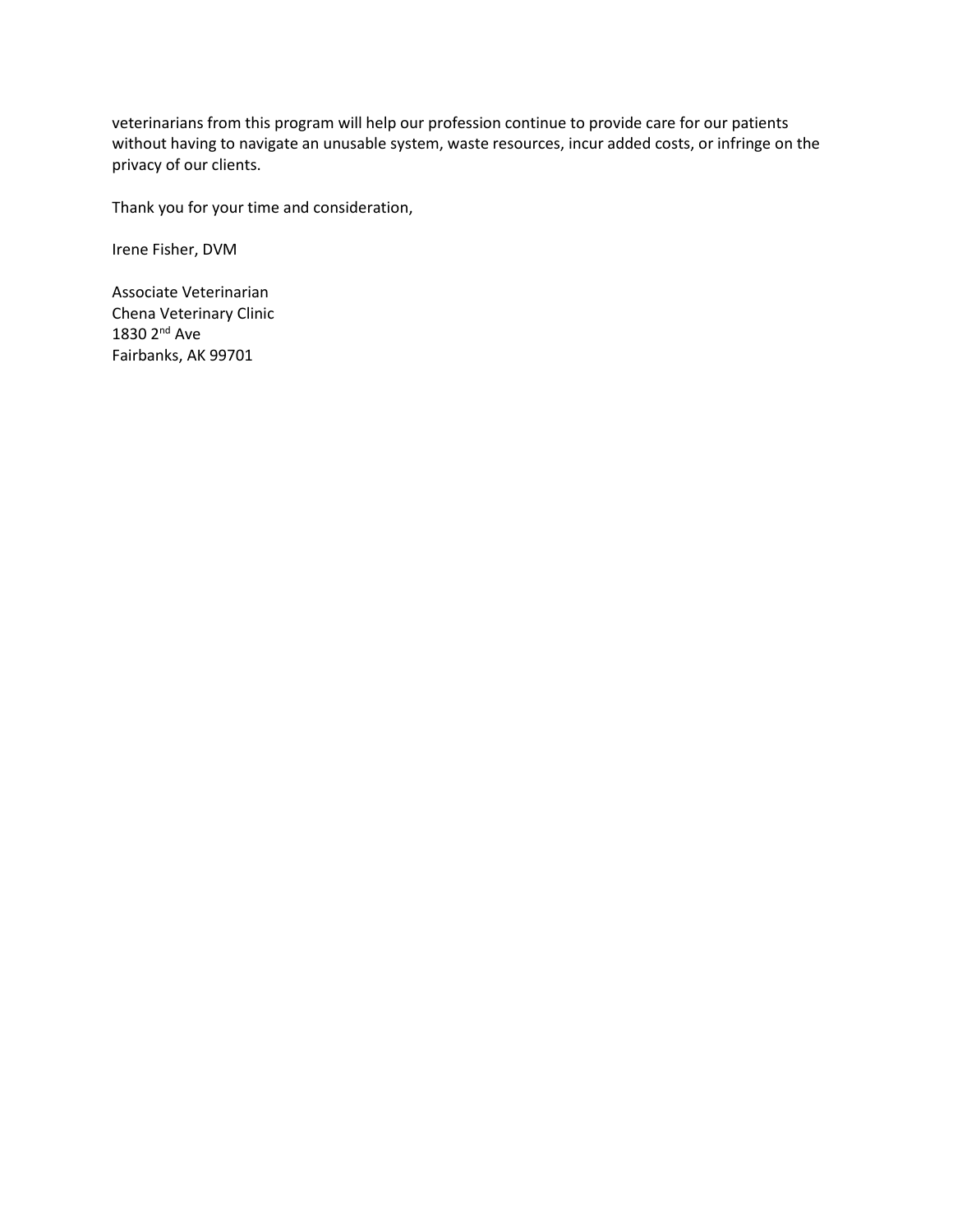veterinarians from this program will help our profession continue to provide care for our patients without having to navigate an unusable system, waste resources, incur added costs, or infringe on the privacy of our clients.

Thank you for your time and consideration,

Irene Fisher, DVM

Associate Veterinarian
Chena Veterinary Clinic
1830 2nd Ave
Fairbanks, AK 99701